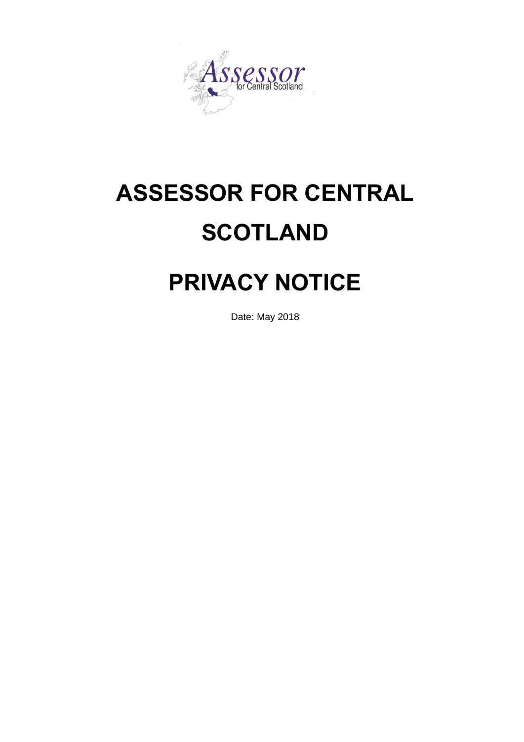# ASSESSOR FOR CENTRAL SCOTLAND

# PRIVACY NOTICE

Date: May 2018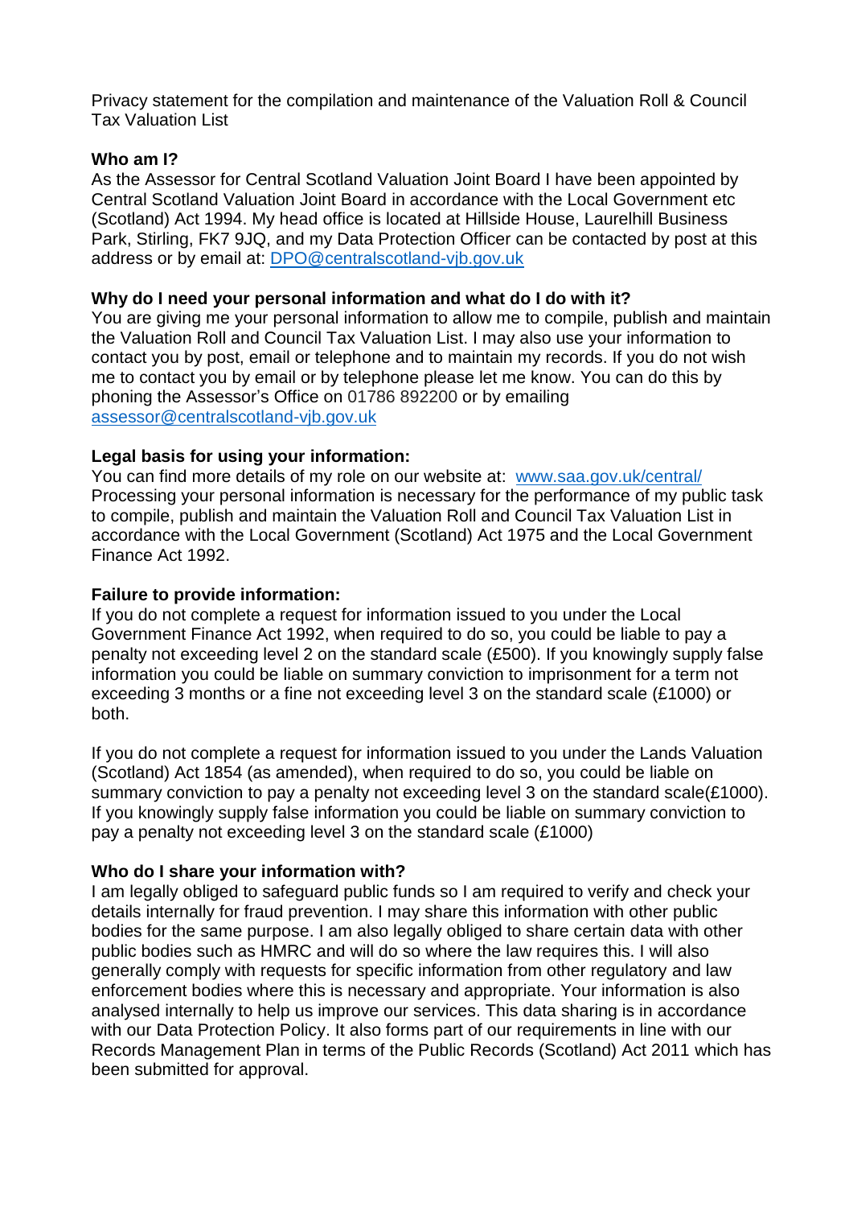Privacy statement for the compilation and maintenance of the Valuation Roll & Council Tax Valuation List

**Who am I?**

As the Assessor for Central Scotland Valuation Joint Board I have been appointed by Central Scotland Valuation Joint Board in accordance with the Local Government etc (Scotland) Act 1994. My head office is located at Hillside House, Laurelhill Business Park, Stirling, FK7 9JQ, and my Data Protection Officer can be contacted by post at this address or by email at: DPO@centralscotland-vjb.gov.uk

**Why do I need your personal information and what do I do with it?**

You are giving me your personal information to allow me to compile, publish and maintain the Valuation Roll and Council Tax Valuation List. I may also use your information to contact you by post, email or telephone and to maintain my records. If you do not wish me to contact you by email or by telephone please let me know. You can do this by phoning the Assessor's Office on 01786 892200 or by emailing assessor@centralscotland-vjb.gov.uk

**Legal basis for using your information:**

You can find more details of my role on our website at: www.saa.gov.uk/central/
Processing your personal information is necessary for the performance of my public task to compile, publish and maintain the Valuation Roll and Council Tax Valuation List in accordance with the Local Government (Scotland) Act 1975 and the Local Government Finance Act 1992.

**Failure to provide information:**

If you do not complete a request for information issued to you under the Local Government Finance Act 1992, when required to do so, you could be liable to pay a penalty not exceeding level 2 on the standard scale (£500). If you knowingly supply false information you could be liable on summary conviction to imprisonment for a term not exceeding 3 months or a fine not exceeding level 3 on the standard scale (£1000) or both.

If you do not complete a request for information issued to you under the Lands Valuation (Scotland) Act 1854 (as amended), when required to do so, you could be liable on summary conviction to pay a penalty not exceeding level 3 on the standard scale(£1000). If you knowingly supply false information you could be liable on summary conviction to pay a penalty not exceeding level 3 on the standard scale (£1000)

**Who do I share your information with?**

I am legally obliged to safeguard public funds so I am required to verify and check your details internally for fraud prevention. I may share this information with other public bodies for the same purpose. I am also legally obliged to share certain data with other public bodies such as HMRC and will do so where the law requires this. I will also generally comply with requests for specific information from other regulatory and law enforcement bodies where this is necessary and appropriate. Your information is also analysed internally to help us improve our services. This data sharing is in accordance with our Data Protection Policy. It also forms part of our requirements in line with our Records Management Plan in terms of the Public Records (Scotland) Act 2011 which has been submitted for approval.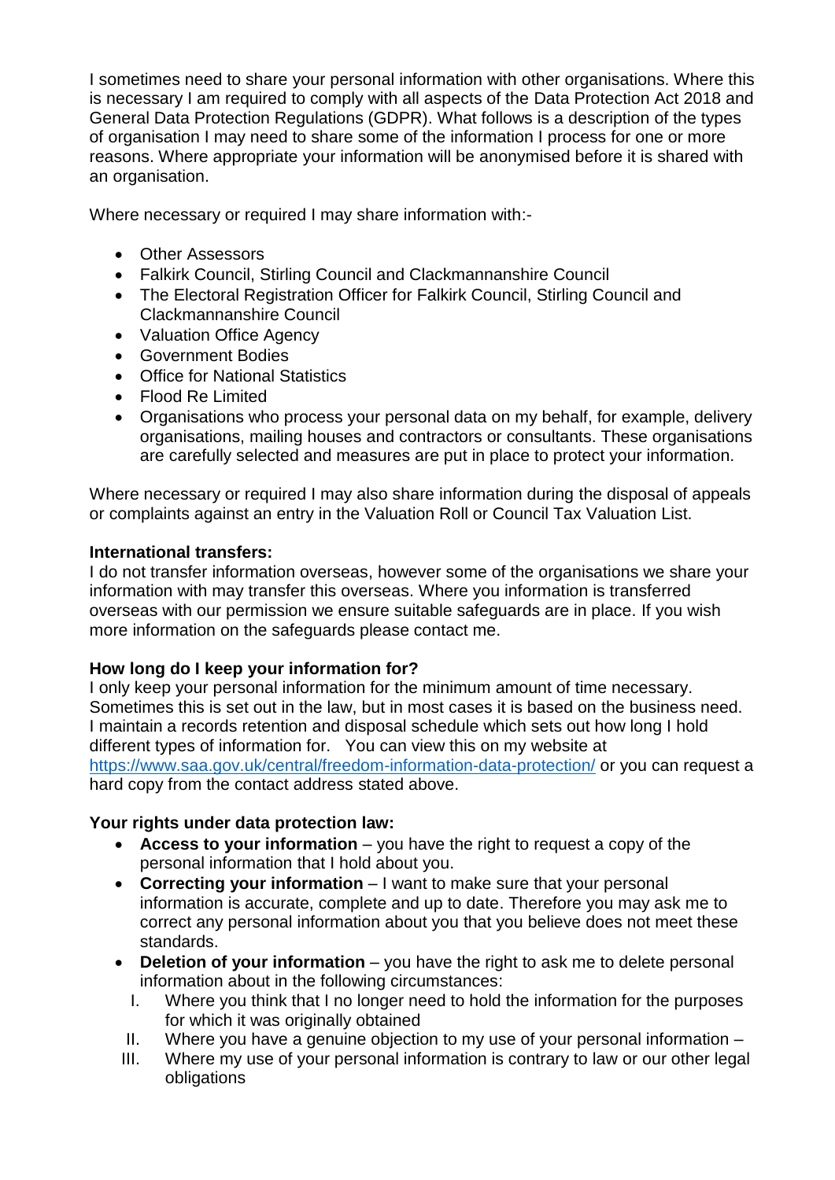I sometimes need to share your personal information with other organisations. Where this is necessary I am required to comply with all aspects of the Data Protection Act 2018 and General Data Protection Regulations (GDPR). What follows is a description of the types of organisation I may need to share some of the information I process for one or more reasons. Where appropriate your information will be anonymised before it is shared with an organisation.

Where necessary or required I may share information with:-

- Other Assessors
- Falkirk Council, Stirling Council and Clackmannanshire Council
- The Electoral Registration Officer for Falkirk Council, Stirling Council and Clackmannanshire Council
- Valuation Office Agency
- Government Bodies
- Office for National Statistics
- Flood Re Limited
- Organisations who process your personal data on my behalf, for example, delivery organisations, mailing houses and contractors or consultants. These organisations are carefully selected and measures are put in place to protect your information.

Where necessary or required I may also share information during the disposal of appeals or complaints against an entry in the Valuation Roll or Council Tax Valuation List.

**International transfers:**
I do not transfer information overseas, however some of the organisations we share your information with may transfer this overseas. Where you information is transferred overseas with our permission we ensure suitable safeguards are in place. If you wish more information on the safeguards please contact me.

**How long do I keep your information for?**
I only keep your personal information for the minimum amount of time necessary. Sometimes this is set out in the law, but in most cases it is based on the business need. I maintain a records retention and disposal schedule which sets out how long I hold different types of information for. You can view this on my website at https://www.saa.gov.uk/central/freedom-information-data-protection/ or you can request a hard copy from the contact address stated above.

**Your rights under data protection law:**

- **Access to your information** – you have the right to request a copy of the personal information that I hold about you.
- **Correcting your information** – I want to make sure that your personal information is accurate, complete and up to date. Therefore you may ask me to correct any personal information about you that you believe does not meet these standards.
- **Deletion of your information** – you have the right to ask me to delete personal information about in the following circumstances:
  I. Where you think that I no longer need to hold the information for the purposes for which it was originally obtained
  II. Where you have a genuine objection to my use of your personal information –
  III. Where my use of your personal information is contrary to law or our other legal obligations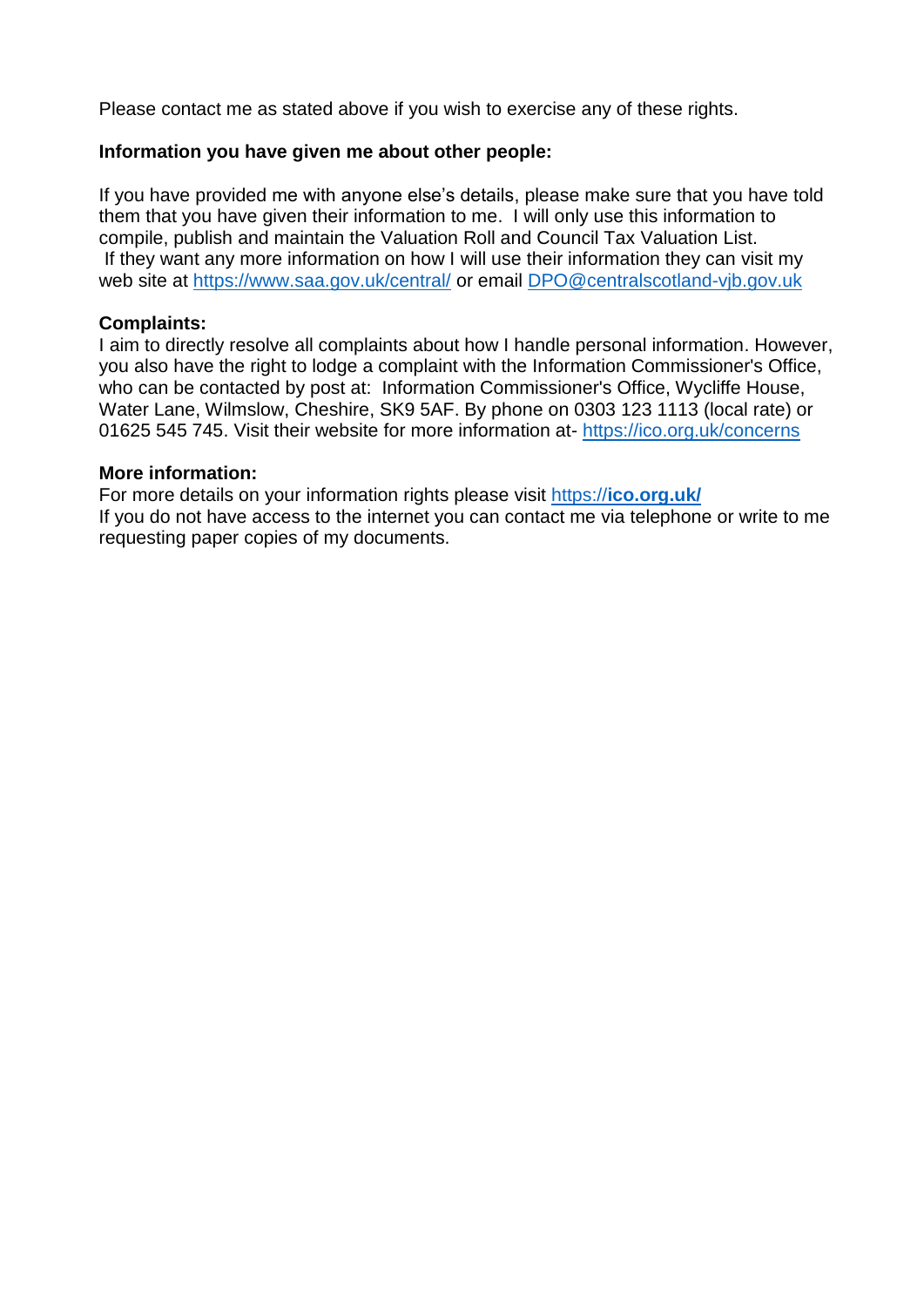Please contact me as stated above if you wish to exercise any of these rights.

**Information you have given me about other people:**

If you have provided me with anyone else's details, please make sure that you have told them that you have given their information to me. I will only use this information to compile, publish and maintain the Valuation Roll and Council Tax Valuation List. If they want any more information on how I will use their information they can visit my web site at https://www.saa.gov.uk/central/ or email DPO@centralscotland-vjb.gov.uk

**Complaints:**

I aim to directly resolve all complaints about how I handle personal information. However, you also have the right to lodge a complaint with the Information Commissioner's Office, who can be contacted by post at: Information Commissioner's Office, Wycliffe House, Water Lane, Wilmslow, Cheshire, SK9 5AF. By phone on 0303 123 1113 (local rate) or 01625 545 745. Visit their website for more information at- https://ico.org.uk/concerns

**More information:**

For more details on your information rights please visit https://**ico.org.uk/**
If you do not have access to the internet you can contact me via telephone or write to me requesting paper copies of my documents.